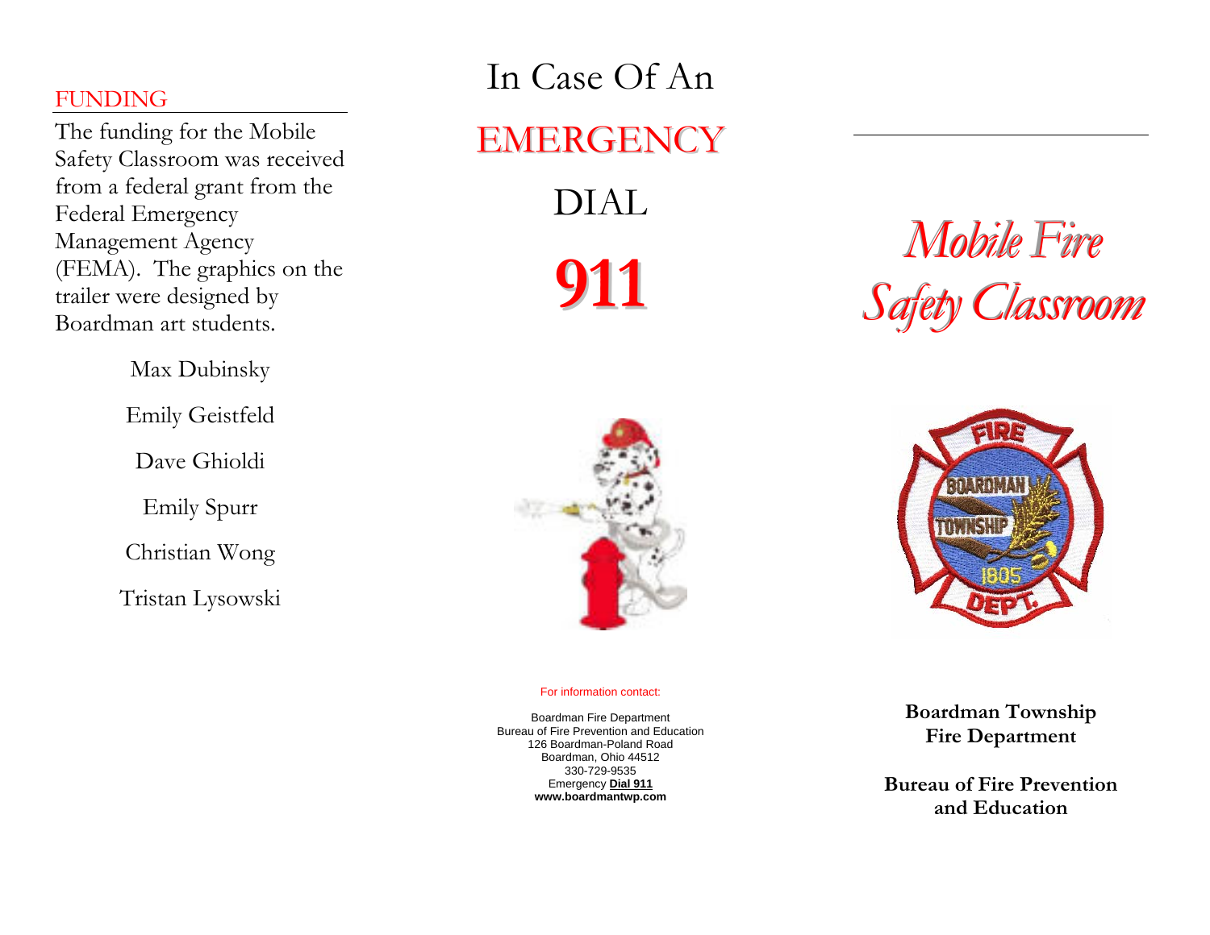## FUNDING

The funding for the Mobile Safety Classroom was received from a federal grant from the Federal Emergency Management Agency (FEMA). The graphics on the trailer were designed by Boardman art students.

Max Dubinsky

Emily Geistfeld

Dave Ghioldi

Emily Spurr

Christian Wong

Tristan Lysowski

In Case Of An

# EMERGENCY

DIAL

# 911

For information contact:

Boardman Fire Department
Bureau of Fire Prevention and Education
126 Boardman-Poland Road
Boardman, Ohio 44512
330-729-9535
Emergency **Dial 911**
**www.boardmantwp.com**

# *Mobile Fire Safety Classroom*

**Boardman Township Fire Department**

**Bureau of Fire Prevention and Education**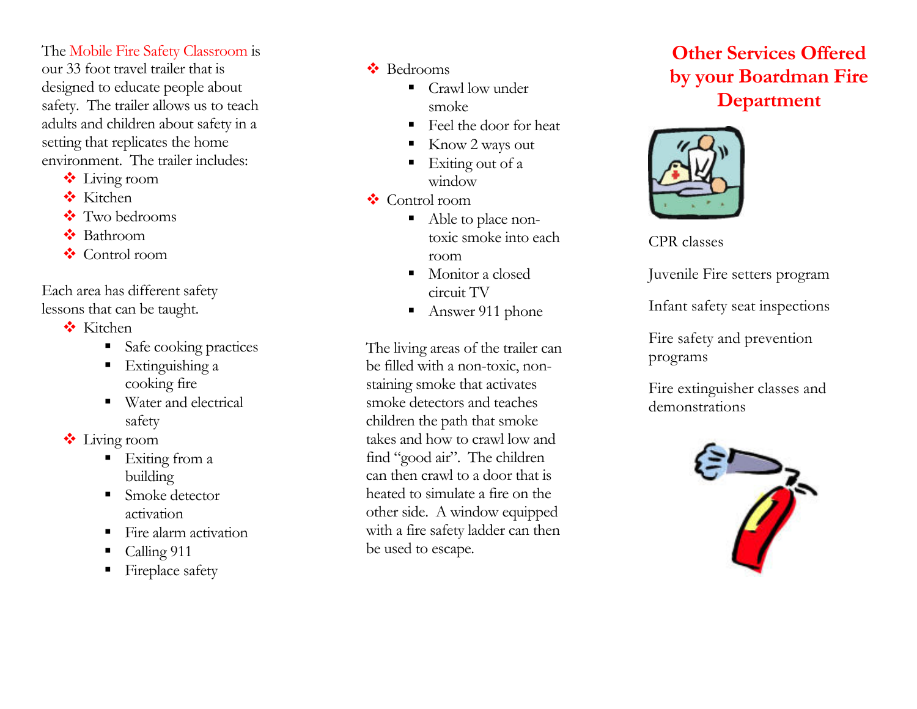The Mobile Fire Safety Classroom is our 33 foot travel trailer that is designed to educate people about safety. The trailer allows us to teach adults and children about safety in a setting that replicates the home environment. The trailer includes:

- Living room
- Kitchen
- Two bedrooms
- Bathroom
- Control room

Each area has different safety lessons that can be taught.

- Kitchen
  - Safe cooking practices
  - Extinguishing a cooking fire
  - Water and electrical safety
- Living room
  - Exiting from a building
  - Smoke detector activation
  - Fire alarm activation
  - Calling 911
  - Fireplace safety
- Bedrooms
  - Crawl low under smoke
  - Feel the door for heat
  - Know 2 ways out
  - Exiting out of a window
- Control room
  - Able to place non-toxic smoke into each room
  - Monitor a closed circuit TV
  - Answer 911 phone

The living areas of the trailer can be filled with a non-toxic, non-staining smoke that activates smoke detectors and teaches children the path that smoke takes and how to crawl low and find "good air". The children can then crawl to a door that is heated to simulate a fire on the other side. A window equipped with a fire safety ladder can then be used to escape.

## Other Services Offered by your Boardman Fire Department

CPR classes

Juvenile Fire setters program

Infant safety seat inspections

Fire safety and prevention programs

Fire extinguisher classes and demonstrations